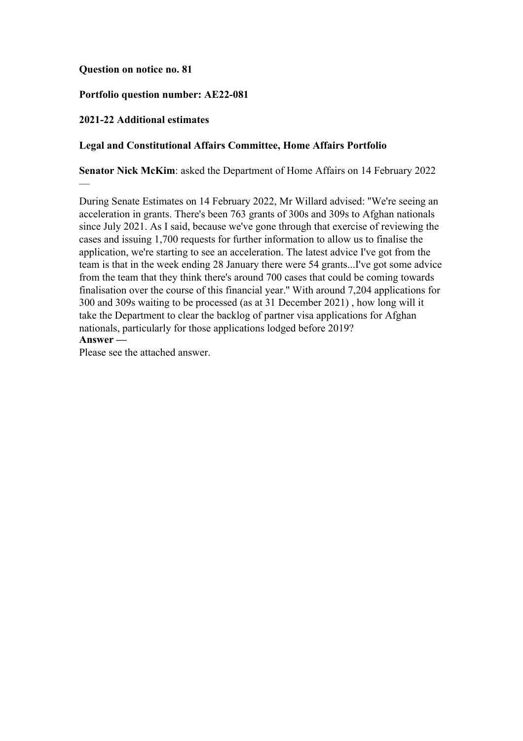**Question on notice no. 81**

**Portfolio question number: AE22-081**

**2021-22 Additional estimates**

**Legal and Constitutional Affairs Committee, Home Affairs Portfolio**

**Senator Nick McKim**: asked the Department of Home Affairs on 14 February 2022 —

During Senate Estimates on 14 February 2022, Mr Willard advised: "We're seeing an acceleration in grants. There's been 763 grants of 300s and 309s to Afghan nationals since July 2021. As I said, because we've gone through that exercise of reviewing the cases and issuing 1,700 requests for further information to allow us to finalise the application, we're starting to see an acceleration. The latest advice I've got from the team is that in the week ending 28 January there were 54 grants...I've got some advice from the team that they think there's around 700 cases that could be coming towards finalisation over the course of this financial year." With around 7,204 applications for 300 and 309s waiting to be processed (as at 31 December 2021) , how long will it take the Department to clear the backlog of partner visa applications for Afghan nationals, particularly for those applications lodged before 2019?

**Answer —**

Please see the attached answer.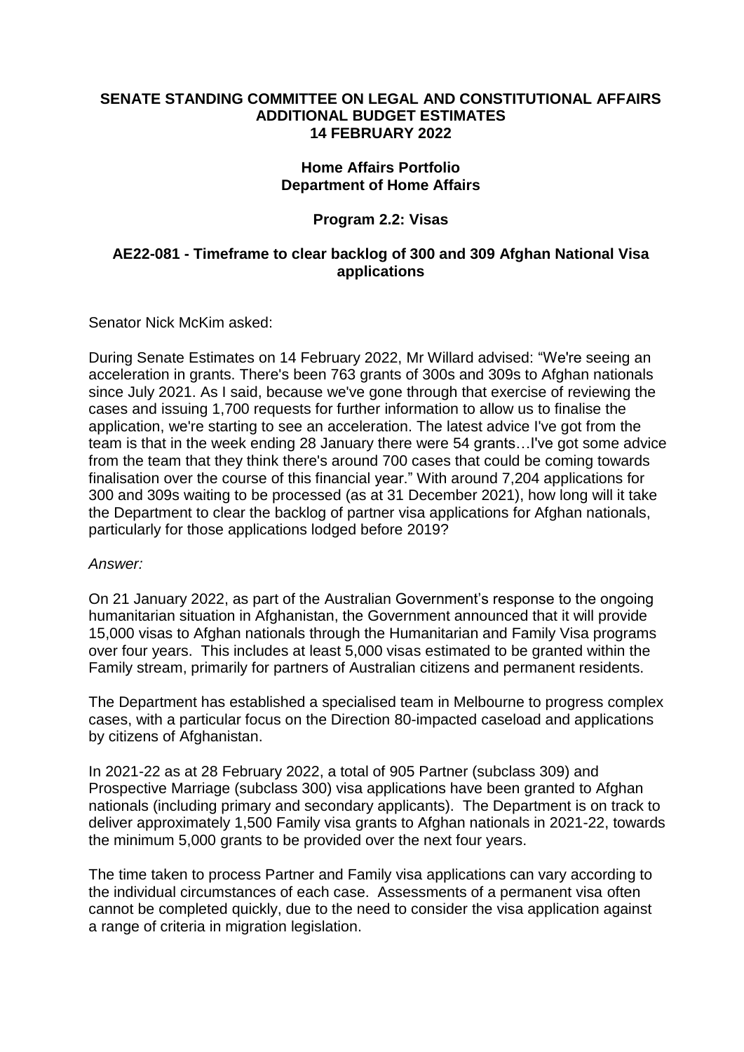**SENATE STANDING COMMITTEE ON LEGAL AND CONSTITUTIONAL AFFAIRS**
**ADDITIONAL BUDGET ESTIMATES**
**14 FEBRUARY 2022**

**Home Affairs Portfolio**
**Department of Home Affairs**

**Program 2.2: Visas**

**AE22-081 - Timeframe to clear backlog of 300 and 309 Afghan National Visa applications**

Senator Nick McKim asked:

During Senate Estimates on 14 February 2022, Mr Willard advised: "We're seeing an acceleration in grants. There's been 763 grants of 300s and 309s to Afghan nationals since July 2021. As I said, because we've gone through that exercise of reviewing the cases and issuing 1,700 requests for further information to allow us to finalise the application, we're starting to see an acceleration. The latest advice I've got from the team is that in the week ending 28 January there were 54 grants…I've got some advice from the team that they think there's around 700 cases that could be coming towards finalisation over the course of this financial year." With around 7,204 applications for 300 and 309s waiting to be processed (as at 31 December 2021), how long will it take the Department to clear the backlog of partner visa applications for Afghan nationals, particularly for those applications lodged before 2019?

*Answer:*

On 21 January 2022, as part of the Australian Government's response to the ongoing humanitarian situation in Afghanistan, the Government announced that it will provide 15,000 visas to Afghan nationals through the Humanitarian and Family Visa programs over four years. This includes at least 5,000 visas estimated to be granted within the Family stream, primarily for partners of Australian citizens and permanent residents.

The Department has established a specialised team in Melbourne to progress complex cases, with a particular focus on the Direction 80-impacted caseload and applications by citizens of Afghanistan.

In 2021-22 as at 28 February 2022, a total of 905 Partner (subclass 309) and Prospective Marriage (subclass 300) visa applications have been granted to Afghan nationals (including primary and secondary applicants). The Department is on track to deliver approximately 1,500 Family visa grants to Afghan nationals in 2021-22, towards the minimum 5,000 grants to be provided over the next four years.

The time taken to process Partner and Family visa applications can vary according to the individual circumstances of each case. Assessments of a permanent visa often cannot be completed quickly, due to the need to consider the visa application against a range of criteria in migration legislation.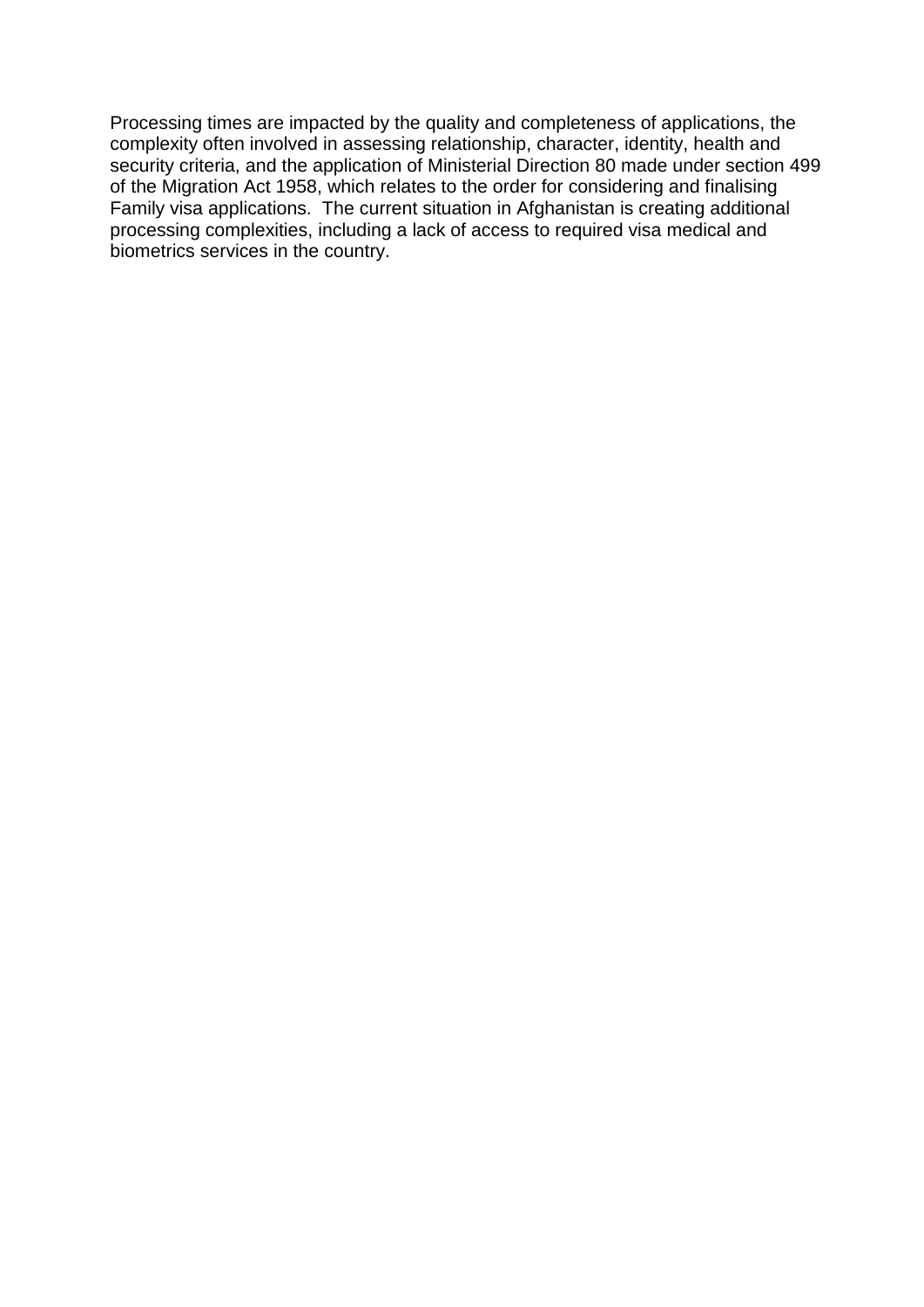Processing times are impacted by the quality and completeness of applications, the complexity often involved in assessing relationship, character, identity, health and security criteria, and the application of Ministerial Direction 80 made under section 499 of the Migration Act 1958, which relates to the order for considering and finalising Family visa applications. The current situation in Afghanistan is creating additional processing complexities, including a lack of access to required visa medical and biometrics services in the country.